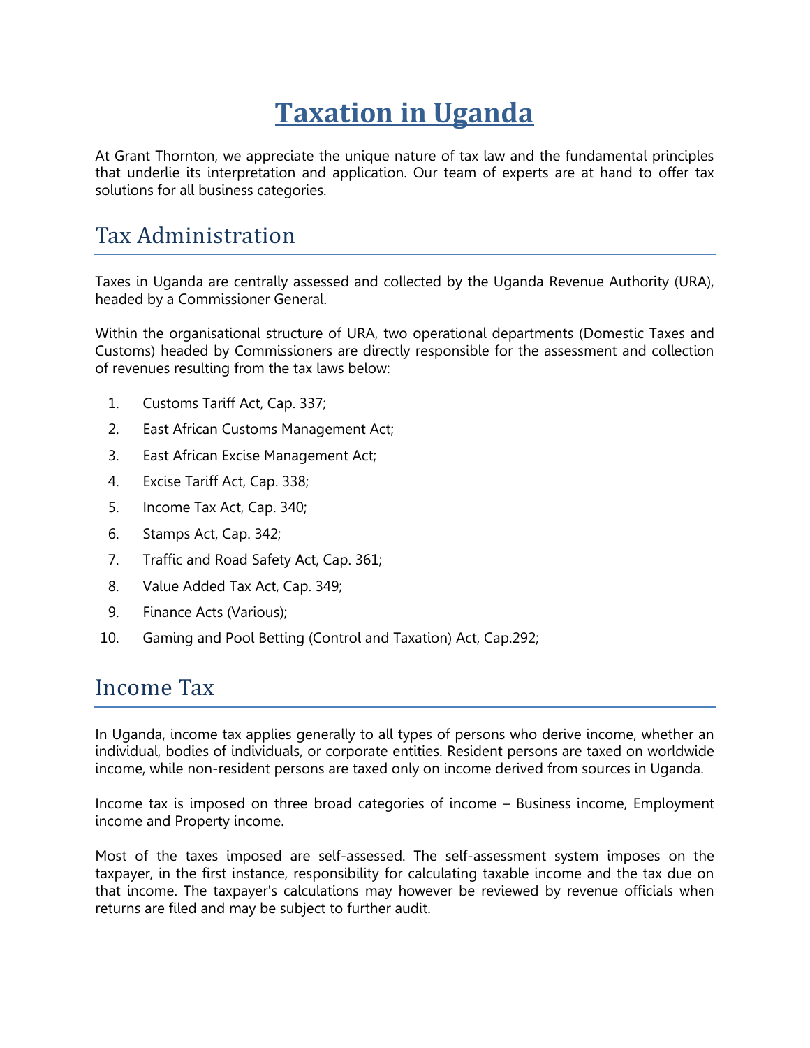# Taxation in Uganda

At Grant Thornton, we appreciate the unique nature of tax law and the fundamental principles that underlie its interpretation and application. Our team of experts are at hand to offer tax solutions for all business categories.

## Tax Administration

Taxes in Uganda are centrally assessed and collected by the Uganda Revenue Authority (URA), headed by a Commissioner General.

Within the organisational structure of URA, two operational departments (Domestic Taxes and Customs) headed by Commissioners are directly responsible for the assessment and collection of revenues resulting from the tax laws below:

1. Customs Tariff Act, Cap. 337;
2. East African Customs Management Act;
3. East African Excise Management Act;
4. Excise Tariff Act, Cap. 338;
5. Income Tax Act, Cap. 340;
6. Stamps Act, Cap. 342;
7. Traffic and Road Safety Act, Cap. 361;
8. Value Added Tax Act, Cap. 349;
9. Finance Acts (Various);
10. Gaming and Pool Betting (Control and Taxation) Act, Cap.292;

## Income Tax

In Uganda, income tax applies generally to all types of persons who derive income, whether an individual, bodies of individuals, or corporate entities. Resident persons are taxed on worldwide income, while non-resident persons are taxed only on income derived from sources in Uganda.

Income tax is imposed on three broad categories of income – Business income, Employment income and Property income.

Most of the taxes imposed are self-assessed. The self-assessment system imposes on the taxpayer, in the first instance, responsibility for calculating taxable income and the tax due on that income. The taxpayer's calculations may however be reviewed by revenue officials when returns are filed and may be subject to further audit.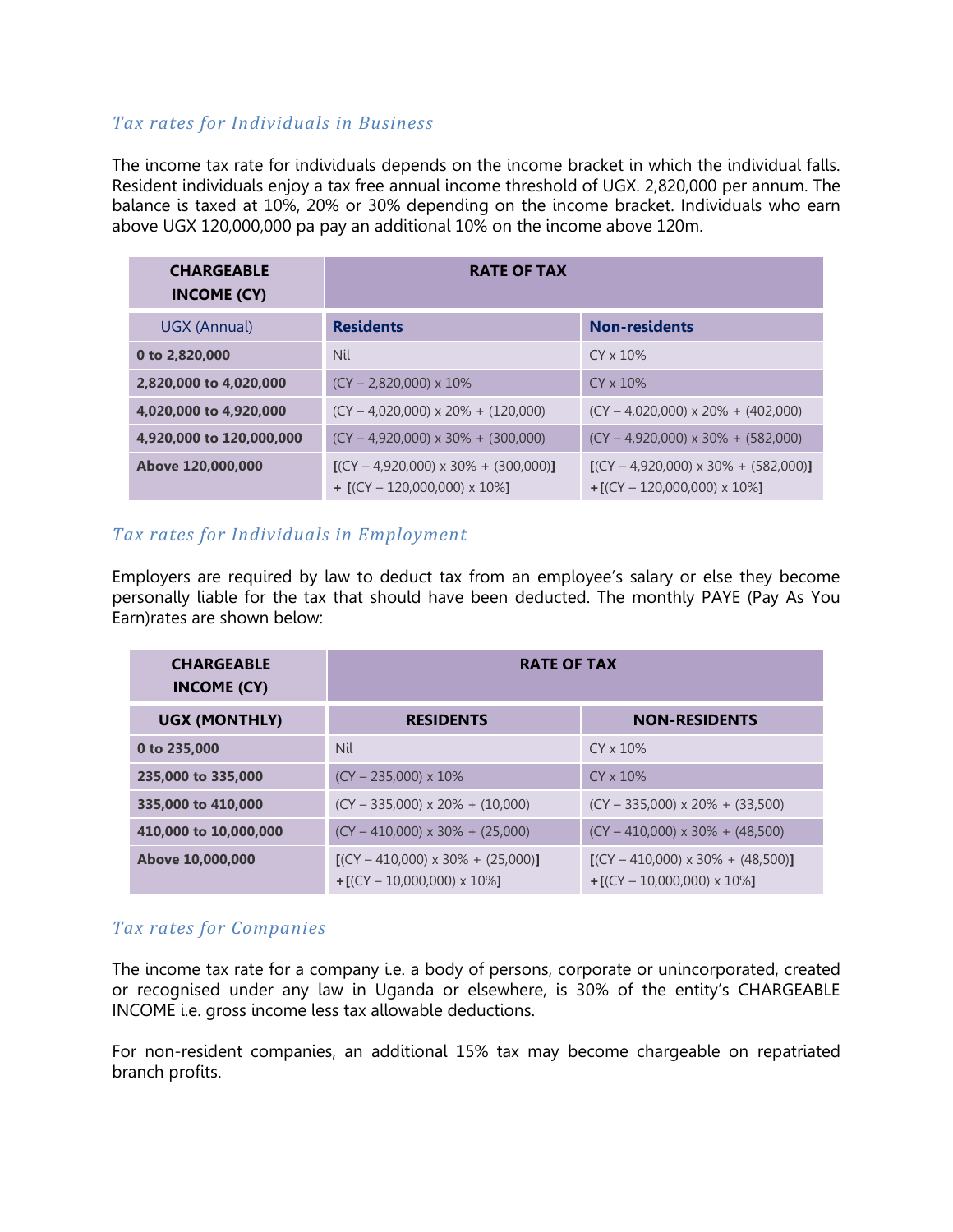### *Tax rates for Individuals in Business*

The income tax rate for individuals depends on the income bracket in which the individual falls. Resident individuals enjoy a tax free annual income threshold of UGX. 2,820,000 per annum. The balance is taxed at 10%, 20% or 30% depending on the income bracket. Individuals who earn above UGX 120,000,000 pa pay an additional 10% on the income above 120m.

| CHARGEABLE INCOME (CY) | RATE OF TAX | |
|---|---|---|
| UGX (Annual) | **Residents** | **Non-residents** |
| **0 to 2,820,000** | Nil | CY x 10% |
| **2,820,000 to 4,020,000** | (CY – 2,820,000) x 10% | CY x 10% |
| **4,020,000 to 4,920,000** | (CY – 4,020,000) x 20% + (120,000) | (CY – 4,020,000) x 20% + (402,000) |
| **4,920,000 to 120,000,000** | (CY – 4,920,000) x 30% + (300,000) | (CY – 4,920,000) x 30% + (582,000) |
| **Above 120,000,000** | [(CY – 4,920,000) x 30% + (300,000)] + [(CY – 120,000,000) x 10%] | [(CY – 4,920,000) x 30% + (582,000)] +[(CY – 120,000,000) x 10%] |

### *Tax rates for Individuals in Employment*

Employers are required by law to deduct tax from an employee's salary or else they become personally liable for the tax that should have been deducted. The monthly PAYE (Pay As You Earn)rates are shown below:

| CHARGEABLE INCOME (CY) | RATE OF TAX | |
|---|---|---|
| **UGX (MONTHLY)** | **RESIDENTS** | **NON-RESIDENTS** |
| **0 to 235,000** | Nil | CY x 10% |
| **235,000 to 335,000** | (CY – 235,000) x 10% | CY x 10% |
| **335,000 to 410,000** | (CY – 335,000) x 20% + (10,000) | (CY – 335,000) x 20% + (33,500) |
| **410,000 to 10,000,000** | (CY – 410,000) x 30% + (25,000) | (CY – 410,000) x 30% + (48,500) |
| **Above 10,000,000** | [(CY – 410,000) x 30% + (25,000)] +[(CY – 10,000,000) x 10%] | [(CY – 410,000) x 30% + (48,500)] +[(CY – 10,000,000) x 10%] |

### *Tax rates for Companies*

The income tax rate for a company i.e. a body of persons, corporate or unincorporated, created or recognised under any law in Uganda or elsewhere, is 30% of the entity's CHARGEABLE INCOME i.e. gross income less tax allowable deductions.

For non-resident companies, an additional 15% tax may become chargeable on repatriated branch profits.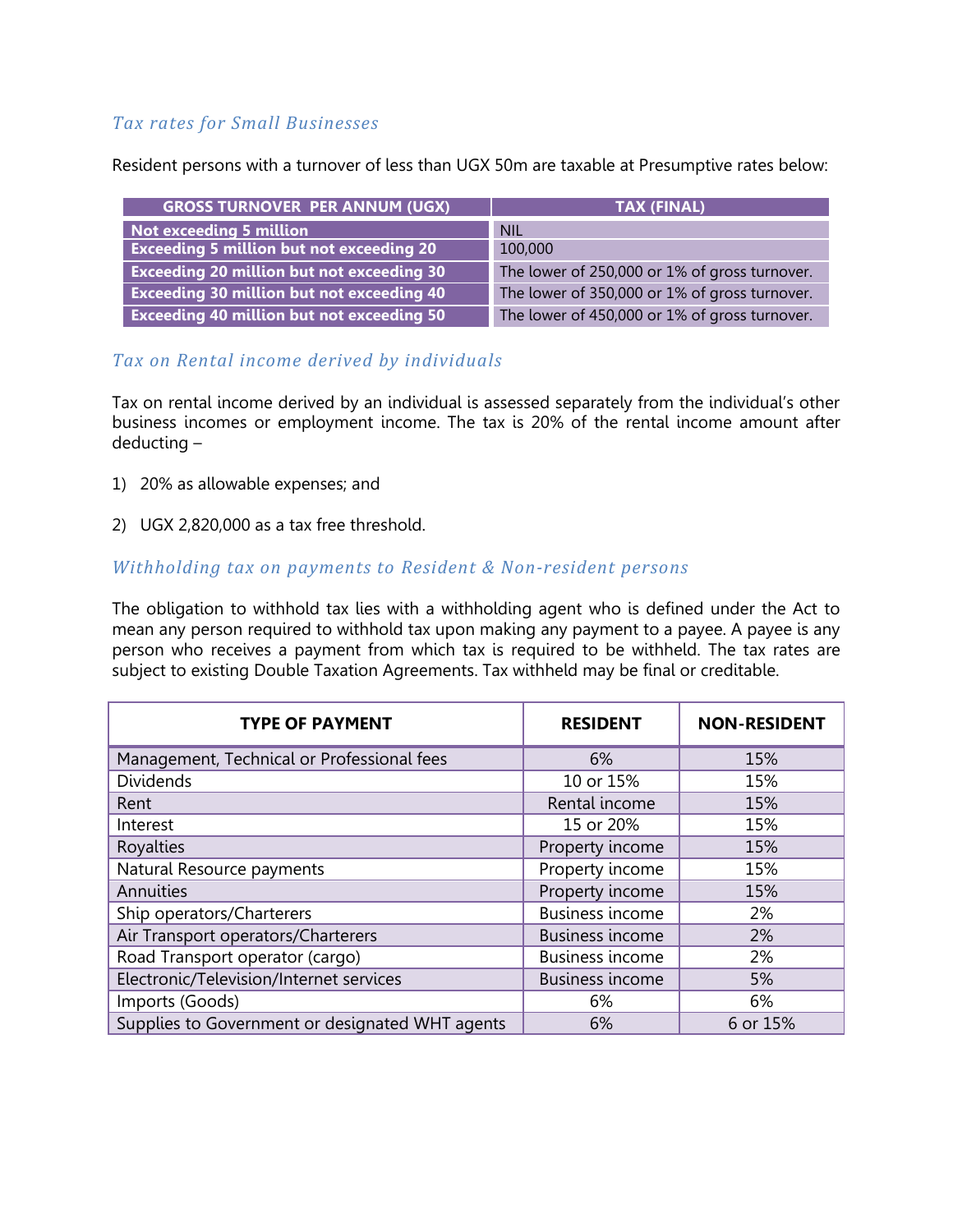### *Tax rates for Small Businesses*

Resident persons with a turnover of less than UGX 50m are taxable at Presumptive rates below:

| GROSS TURNOVER PER ANNUM (UGX) | TAX (FINAL) |
|---|---|
| **Not exceeding 5 million** | NIL |
| **Exceeding 5 million but not exceeding 20** | 100,000 |
| **Exceeding 20 million but not exceeding 30** | The lower of 250,000 or 1% of gross turnover. |
| **Exceeding 30 million but not exceeding 40** | The lower of 350,000 or 1% of gross turnover. |
| **Exceeding 40 million but not exceeding 50** | The lower of 450,000 or 1% of gross turnover. |

### *Tax on Rental income derived by individuals*

Tax on rental income derived by an individual is assessed separately from the individual's other business incomes or employment income. The tax is 20% of the rental income amount after deducting –

1) 20% as allowable expenses; and

2) UGX 2,820,000 as a tax free threshold.

### *Withholding tax on payments to Resident & Non-resident persons*

The obligation to withhold tax lies with a withholding agent who is defined under the Act to mean any person required to withhold tax upon making any payment to a payee. A payee is any person who receives a payment from which tax is required to be withheld. The tax rates are subject to existing Double Taxation Agreements. Tax withheld may be final or creditable.

| TYPE OF PAYMENT | RESIDENT | NON-RESIDENT |
|---|---|---|
| Management, Technical or Professional fees | 6% | 15% |
| Dividends | 10 or 15% | 15% |
| Rent | Rental income | 15% |
| Interest | 15 or 20% | 15% |
| Royalties | Property income | 15% |
| Natural Resource payments | Property income | 15% |
| Annuities | Property income | 15% |
| Ship operators/Charterers | Business income | 2% |
| Air Transport operators/Charterers | Business income | 2% |
| Road Transport operator (cargo) | Business income | 2% |
| Electronic/Television/Internet services | Business income | 5% |
| Imports (Goods) | 6% | 6% |
| Supplies to Government or designated WHT agents | 6% | 6 or 15% |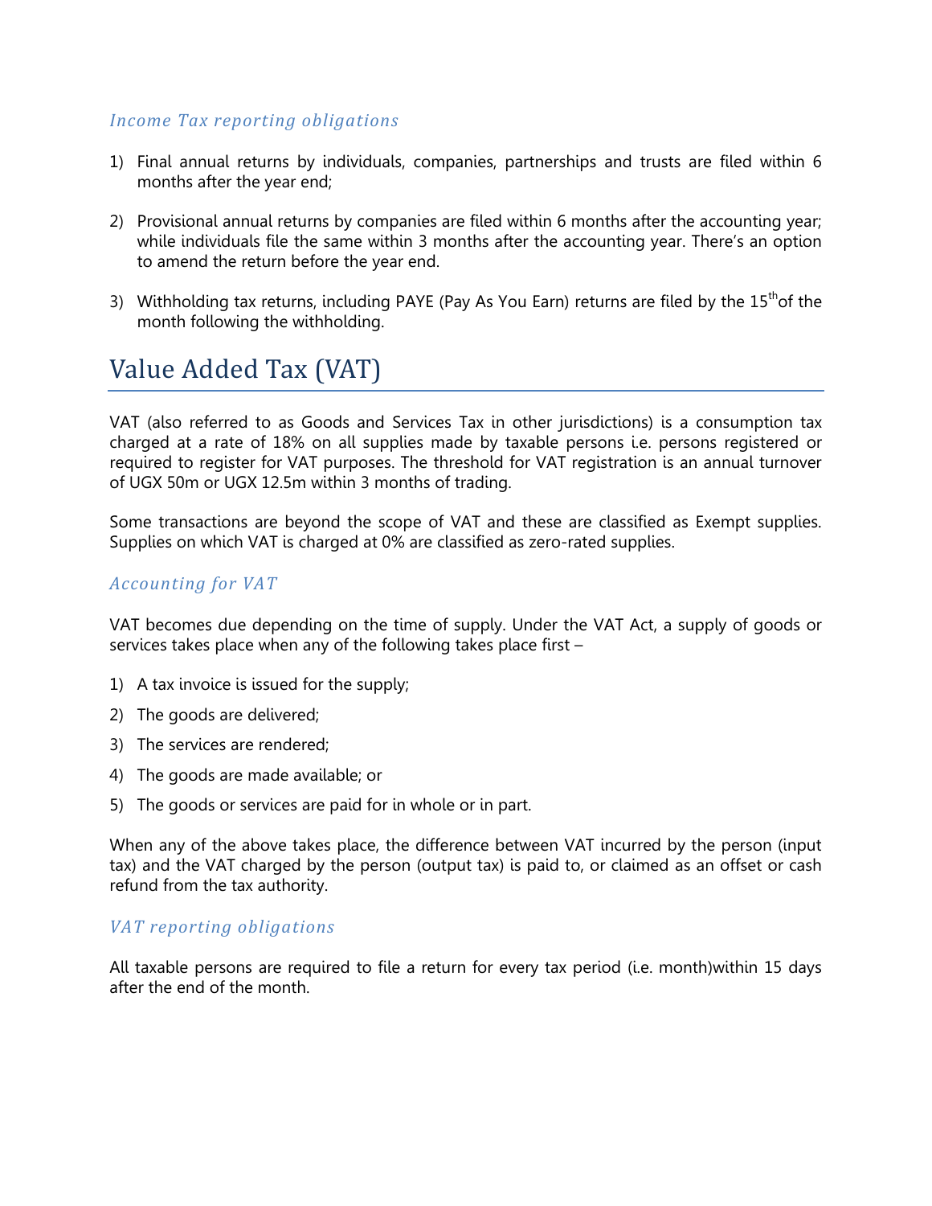### *Income Tax reporting obligations*

1) Final annual returns by individuals, companies, partnerships and trusts are filed within 6 months after the year end;

2) Provisional annual returns by companies are filed within 6 months after the accounting year; while individuals file the same within 3 months after the accounting year. There's an option to amend the return before the year end.

3) Withholding tax returns, including PAYE (Pay As You Earn) returns are filed by the 15th of the month following the withholding.

## Value Added Tax (VAT)

VAT (also referred to as Goods and Services Tax in other jurisdictions) is a consumption tax charged at a rate of 18% on all supplies made by taxable persons i.e. persons registered or required to register for VAT purposes. The threshold for VAT registration is an annual turnover of UGX 50m or UGX 12.5m within 3 months of trading.

Some transactions are beyond the scope of VAT and these are classified as Exempt supplies. Supplies on which VAT is charged at 0% are classified as zero-rated supplies.

### *Accounting for VAT*

VAT becomes due depending on the time of supply. Under the VAT Act, a supply of goods or services takes place when any of the following takes place first –

1) A tax invoice is issued for the supply;
2) The goods are delivered;
3) The services are rendered;
4) The goods are made available; or
5) The goods or services are paid for in whole or in part.

When any of the above takes place, the difference between VAT incurred by the person (input tax) and the VAT charged by the person (output tax) is paid to, or claimed as an offset or cash refund from the tax authority.

### *VAT reporting obligations*

All taxable persons are required to file a return for every tax period (i.e. month)within 15 days after the end of the month.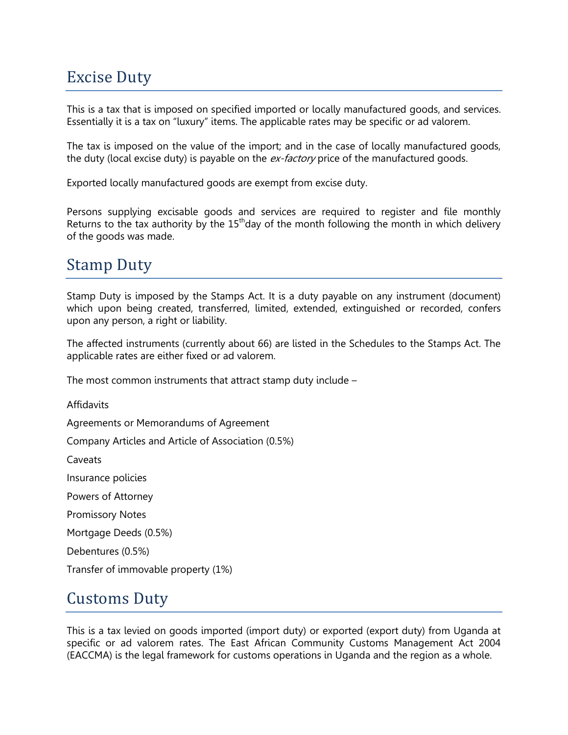## Excise Duty

This is a tax that is imposed on specified imported or locally manufactured goods, and services. Essentially it is a tax on "luxury" items. The applicable rates may be specific or ad valorem.

The tax is imposed on the value of the import; and in the case of locally manufactured goods, the duty (local excise duty) is payable on the *ex-factory* price of the manufactured goods.

Exported locally manufactured goods are exempt from excise duty.

Persons supplying excisable goods and services are required to register and file monthly Returns to the tax authority by the 15thday of the month following the month in which delivery of the goods was made.

## Stamp Duty

Stamp Duty is imposed by the Stamps Act. It is a duty payable on any instrument (document) which upon being created, transferred, limited, extended, extinguished or recorded, confers upon any person, a right or liability.

The affected instruments (currently about 66) are listed in the Schedules to the Stamps Act. The applicable rates are either fixed or ad valorem.

The most common instruments that attract stamp duty include –

Affidavits

Agreements or Memorandums of Agreement

Company Articles and Article of Association (0.5%)

Caveats

Insurance policies

Powers of Attorney

Promissory Notes

Mortgage Deeds (0.5%)

Debentures (0.5%)

Transfer of immovable property (1%)

## Customs Duty

This is a tax levied on goods imported (import duty) or exported (export duty) from Uganda at specific or ad valorem rates. The East African Community Customs Management Act 2004 (EACCMA) is the legal framework for customs operations in Uganda and the region as a whole.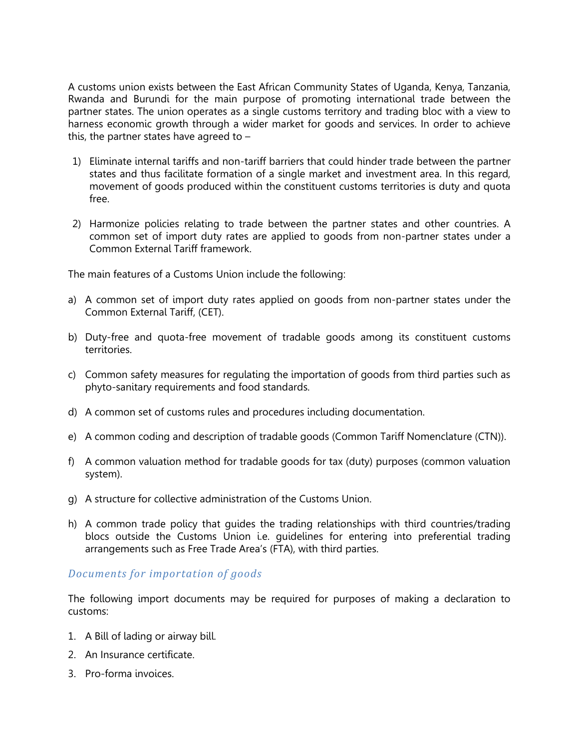A customs union exists between the East African Community States of Uganda, Kenya, Tanzania, Rwanda and Burundi for the main purpose of promoting international trade between the partner states. The union operates as a single customs territory and trading bloc with a view to harness economic growth through a wider market for goods and services. In order to achieve this, the partner states have agreed to –

1) Eliminate internal tariffs and non-tariff barriers that could hinder trade between the partner states and thus facilitate formation of a single market and investment area. In this regard, movement of goods produced within the constituent customs territories is duty and quota free.

2) Harmonize policies relating to trade between the partner states and other countries. A common set of import duty rates are applied to goods from non-partner states under a Common External Tariff framework.

The main features of a Customs Union include the following:

a) A common set of import duty rates applied on goods from non-partner states under the Common External Tariff, (CET).

b) Duty-free and quota-free movement of tradable goods among its constituent customs territories.

c) Common safety measures for regulating the importation of goods from third parties such as phyto-sanitary requirements and food standards.

d) A common set of customs rules and procedures including documentation.

e) A common coding and description of tradable goods (Common Tariff Nomenclature (CTN)).

f) A common valuation method for tradable goods for tax (duty) purposes (common valuation system).

g) A structure for collective administration of the Customs Union.

h) A common trade policy that guides the trading relationships with third countries/trading blocs outside the Customs Union i.e. guidelines for entering into preferential trading arrangements such as Free Trade Area's (FTA), with third parties.

### *Documents for importation of goods*

The following import documents may be required for purposes of making a declaration to customs:

1. A Bill of lading or airway bill.
2. An Insurance certificate.
3. Pro-forma invoices.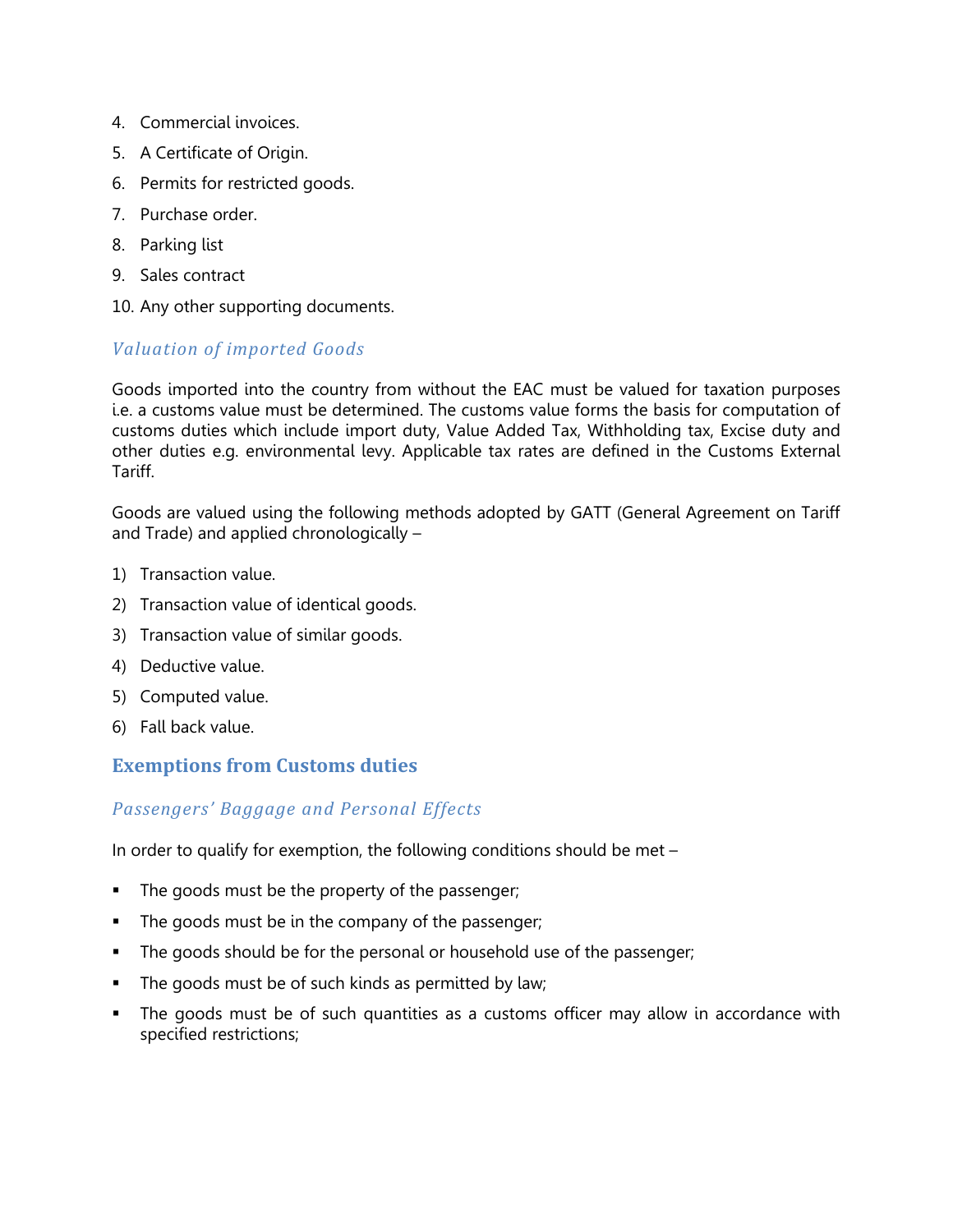4. Commercial invoices.
5. A Certificate of Origin.
6. Permits for restricted goods.
7. Purchase order.
8. Parking list
9. Sales contract
10. Any other supporting documents.

### *Valuation of imported Goods*

Goods imported into the country from without the EAC must be valued for taxation purposes i.e. a customs value must be determined. The customs value forms the basis for computation of customs duties which include import duty, Value Added Tax, Withholding tax, Excise duty and other duties e.g. environmental levy. Applicable tax rates are defined in the Customs External Tariff.

Goods are valued using the following methods adopted by GATT (General Agreement on Tariff and Trade) and applied chronologically –

1) Transaction value.
2) Transaction value of identical goods.
3) Transaction value of similar goods.
4) Deductive value.
5) Computed value.
6) Fall back value.

## Exemptions from Customs duties

### *Passengers' Baggage and Personal Effects*

In order to qualify for exemption, the following conditions should be met –

- The goods must be the property of the passenger;
- The goods must be in the company of the passenger;
- The goods should be for the personal or household use of the passenger;
- The goods must be of such kinds as permitted by law;
- The goods must be of such quantities as a customs officer may allow in accordance with specified restrictions;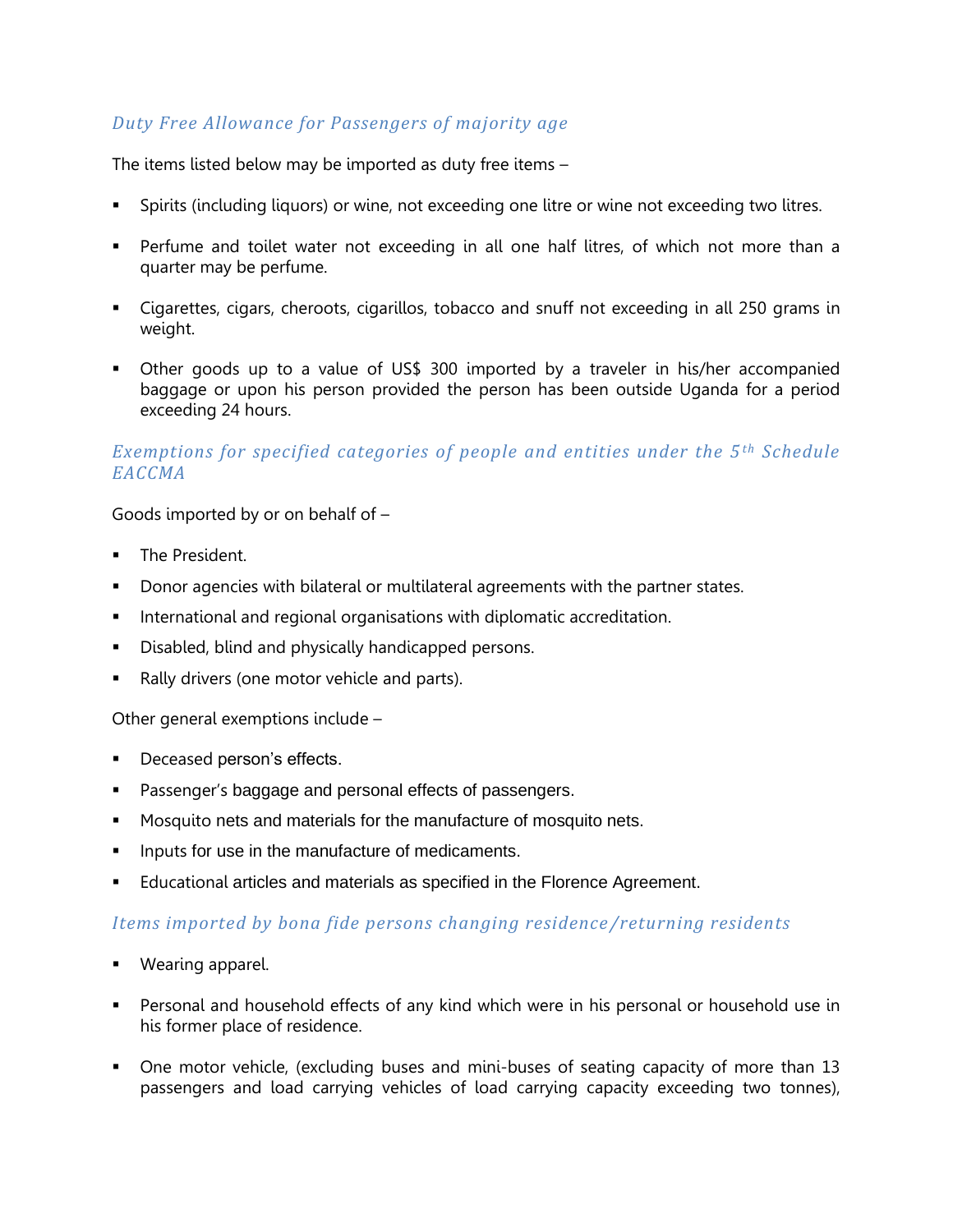### *Duty Free Allowance for Passengers of majority age*

The items listed below may be imported as duty free items –

- Spirits (including liquors) or wine, not exceeding one litre or wine not exceeding two litres.
- Perfume and toilet water not exceeding in all one half litres, of which not more than a quarter may be perfume.
- Cigarettes, cigars, cheroots, cigarillos, tobacco and snuff not exceeding in all 250 grams in weight.
- Other goods up to a value of US$ 300 imported by a traveler in his/her accompanied baggage or upon his person provided the person has been outside Uganda for a period exceeding 24 hours.

### *Exemptions for specified categories of people and entities under the 5th Schedule EACCMA*

Goods imported by or on behalf of –

- The President.
- Donor agencies with bilateral or multilateral agreements with the partner states.
- International and regional organisations with diplomatic accreditation.
- Disabled, blind and physically handicapped persons.
- Rally drivers (one motor vehicle and parts).

Other general exemptions include –

- Deceased person's effects.
- Passenger's baggage and personal effects of passengers.
- Mosquito nets and materials for the manufacture of mosquito nets.
- Inputs for use in the manufacture of medicaments.
- Educational articles and materials as specified in the Florence Agreement.

### *Items imported by bona fide persons changing residence/returning residents*

- Wearing apparel.
- Personal and household effects of any kind which were in his personal or household use in his former place of residence.
- One motor vehicle, (excluding buses and mini-buses of seating capacity of more than 13 passengers and load carrying vehicles of load carrying capacity exceeding two tonnes),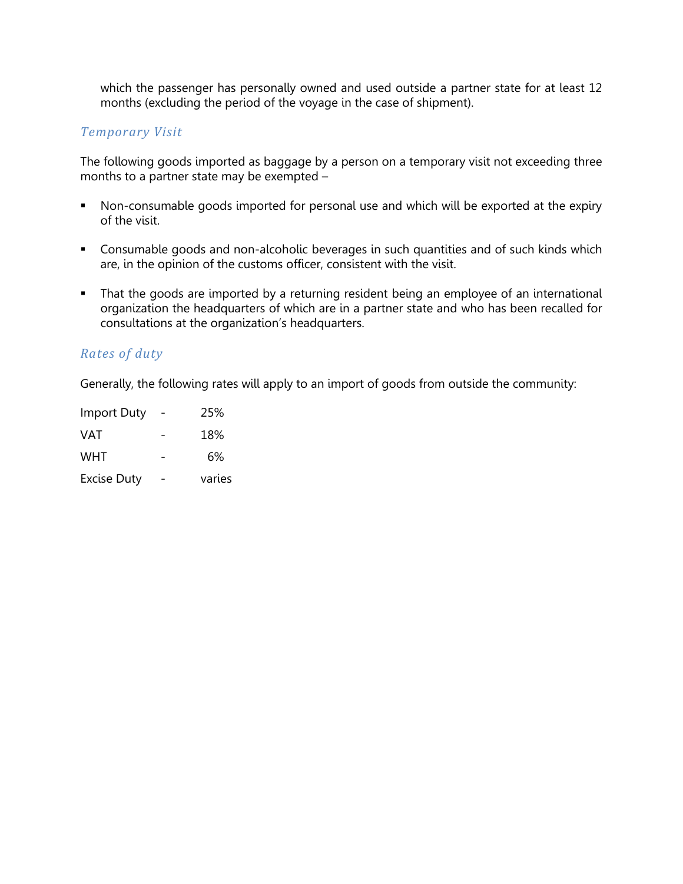which the passenger has personally owned and used outside a partner state for at least 12 months (excluding the period of the voyage in the case of shipment).

### *Temporary Visit*

The following goods imported as baggage by a person on a temporary visit not exceeding three months to a partner state may be exempted –

- Non-consumable goods imported for personal use and which will be exported at the expiry of the visit.
- Consumable goods and non-alcoholic beverages in such quantities and of such kinds which are, in the opinion of the customs officer, consistent with the visit.
- That the goods are imported by a returning resident being an employee of an international organization the headquarters of which are in a partner state and who has been recalled for consultations at the organization's headquarters.

### *Rates of duty*

Generally, the following rates will apply to an import of goods from outside the community:

| | | |
|---|---|---|
| Import Duty | - | 25% |
| VAT | - | 18% |
| WHT | - | 6% |
| Excise Duty | - | varies |